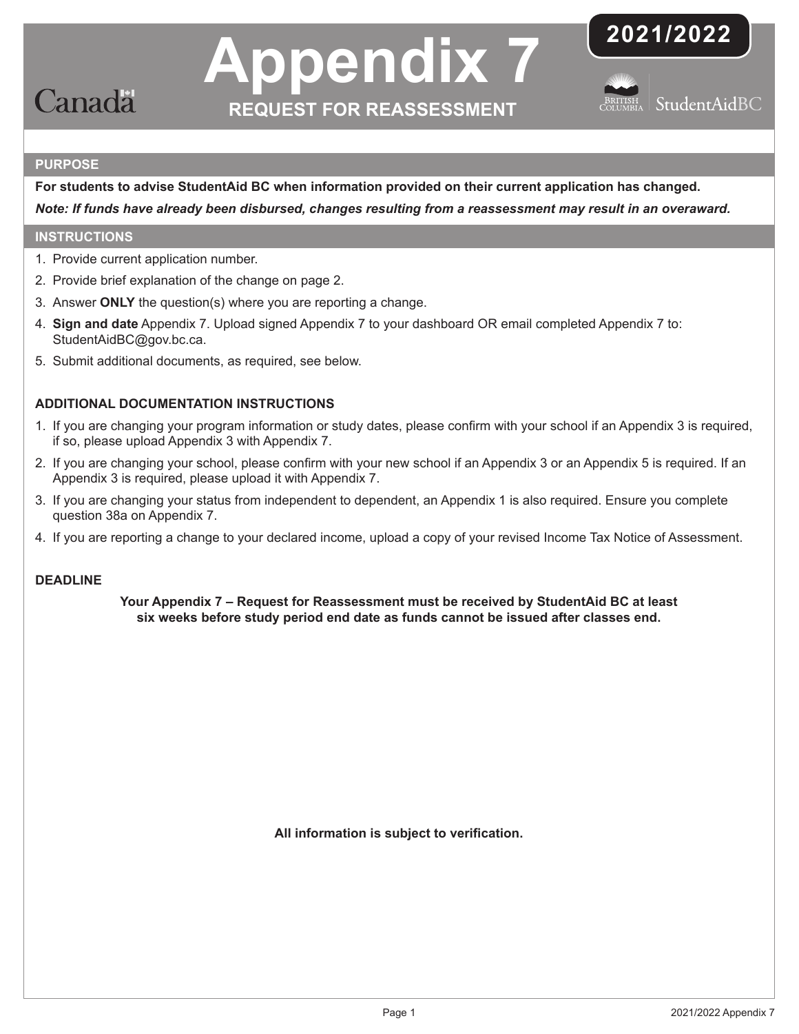# Appendix 7

## REQUEST FOR REASSESSMENT

2021/2022

Canada

British Columbia | StudentAidBC

### PURPOSE

**For students to advise StudentAid BC when information provided on their current application has changed.**

***Note: If funds have already been disbursed, changes resulting from a reassessment may result in an overaward.***

### INSTRUCTIONS

1. Provide current application number.
2. Provide brief explanation of the change on page 2.
3. Answer **ONLY** the question(s) where you are reporting a change.
4. **Sign and date** Appendix 7. Upload signed Appendix 7 to your dashboard OR email completed Appendix 7 to: StudentAidBC@gov.bc.ca.
5. Submit additional documents, as required, see below.

### ADDITIONAL DOCUMENTATION INSTRUCTIONS

1. If you are changing your program information or study dates, please confirm with your school if an Appendix 3 is required, if so, please upload Appendix 3 with Appendix 7.
2. If you are changing your school, please confirm with your new school if an Appendix 3 or an Appendix 5 is required. If an Appendix 3 is required, please upload it with Appendix 7.
3. If you are changing your status from independent to dependent, an Appendix 1 is also required. Ensure you complete question 38a on Appendix 7.
4. If you are reporting a change to your declared income, upload a copy of your revised Income Tax Notice of Assessment.

### DEADLINE

**Your Appendix 7 – Request for Reassessment must be received by StudentAid BC at least six weeks before study period end date as funds cannot be issued after classes end.**

**All information is subject to verification.**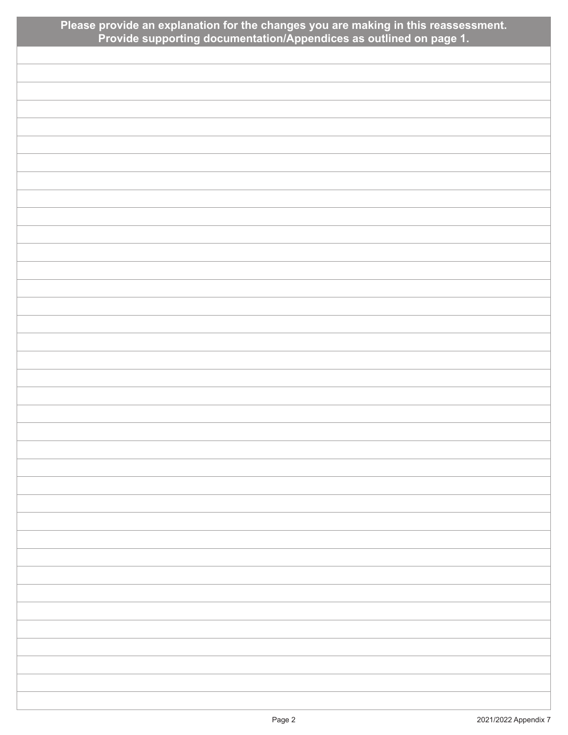**Please provide an explanation for the changes you are making in this reassessment.**
**Provide supporting documentation/Appendices as outlined on page 1.**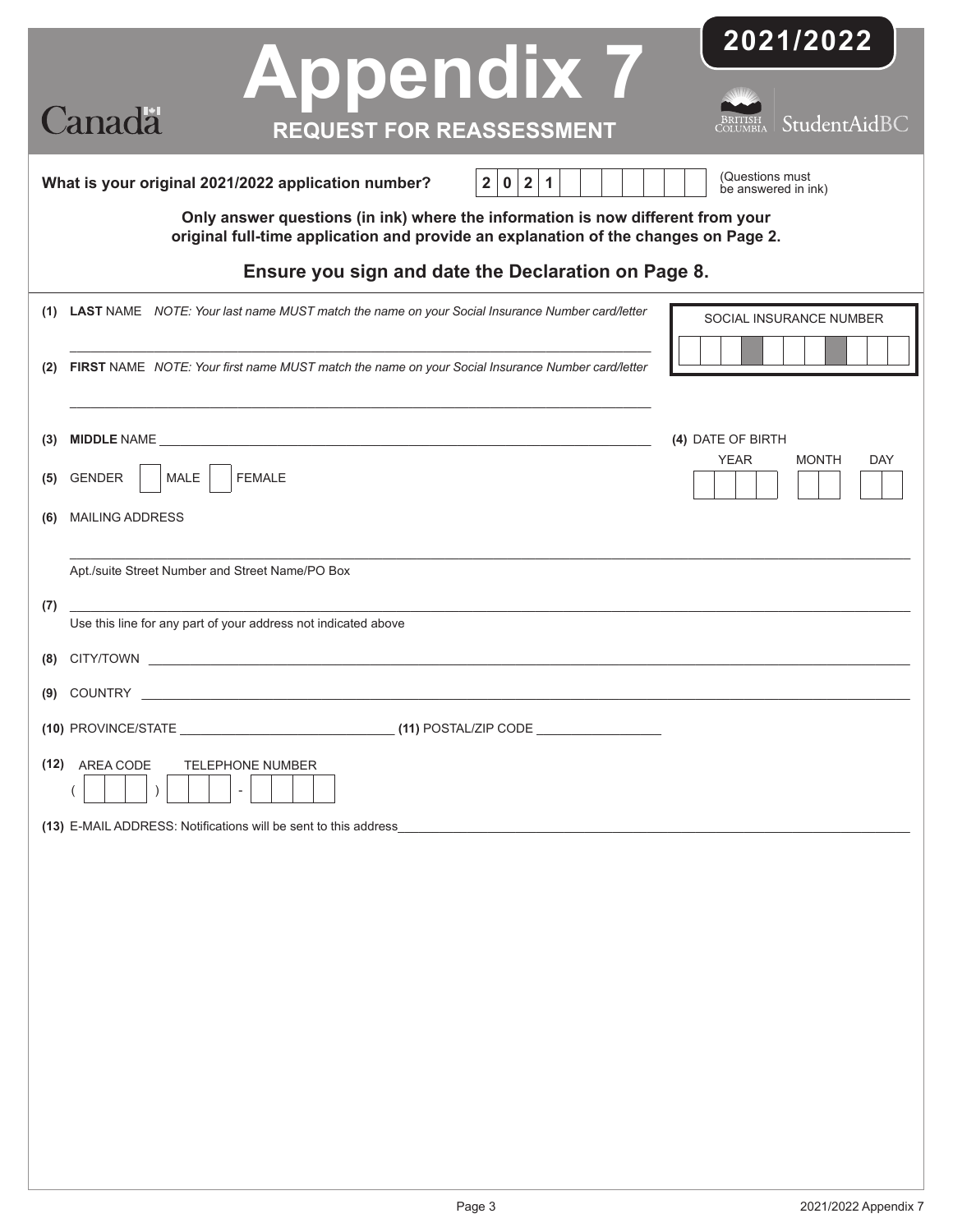# Appendix 7

## REQUEST FOR REASSESSMENT

**2021/2022**

Canada

British Columbia | StudentAidBC

**What is your original 2021/2022 application number?** 2 0 2 1 ______ (Questions must be answered in ink)

**Only answer questions (in ink) where the information is now different from your original full-time application and provide an explanation of the changes on Page 2.**

### Ensure you sign and date the Declaration on Page 8.

**(1) LAST** NAME *NOTE: Your last name MUST match the name on your Social Insurance Number card/letter*

______________________________

**(2) FIRST** NAME *NOTE: Your first name MUST match the name on your Social Insurance Number card/letter*

______________________________

SOCIAL INSURANCE NUMBER

**(3) MIDDLE** NAME ______________________________

**(4)** DATE OF BIRTH

YEAR | MONTH | DAY

**(5)** GENDER ☐ MALE ☐ FEMALE

**(6)** MAILING ADDRESS

______________________________

Apt./suite Street Number and Street Name/PO Box

**(7)** ______________________________

Use this line for any part of your address not indicated above

**(8)** CITY/TOWN ______________________________

**(9)** COUNTRY ______________________________

**(10)** PROVINCE/STATE ______________________________ **(11)** POSTAL/ZIP CODE ______________

**(12)** AREA CODE TELEPHONE NUMBER

( ) -

**(13)** E-MAIL ADDRESS: Notifications will be sent to this address ______________________________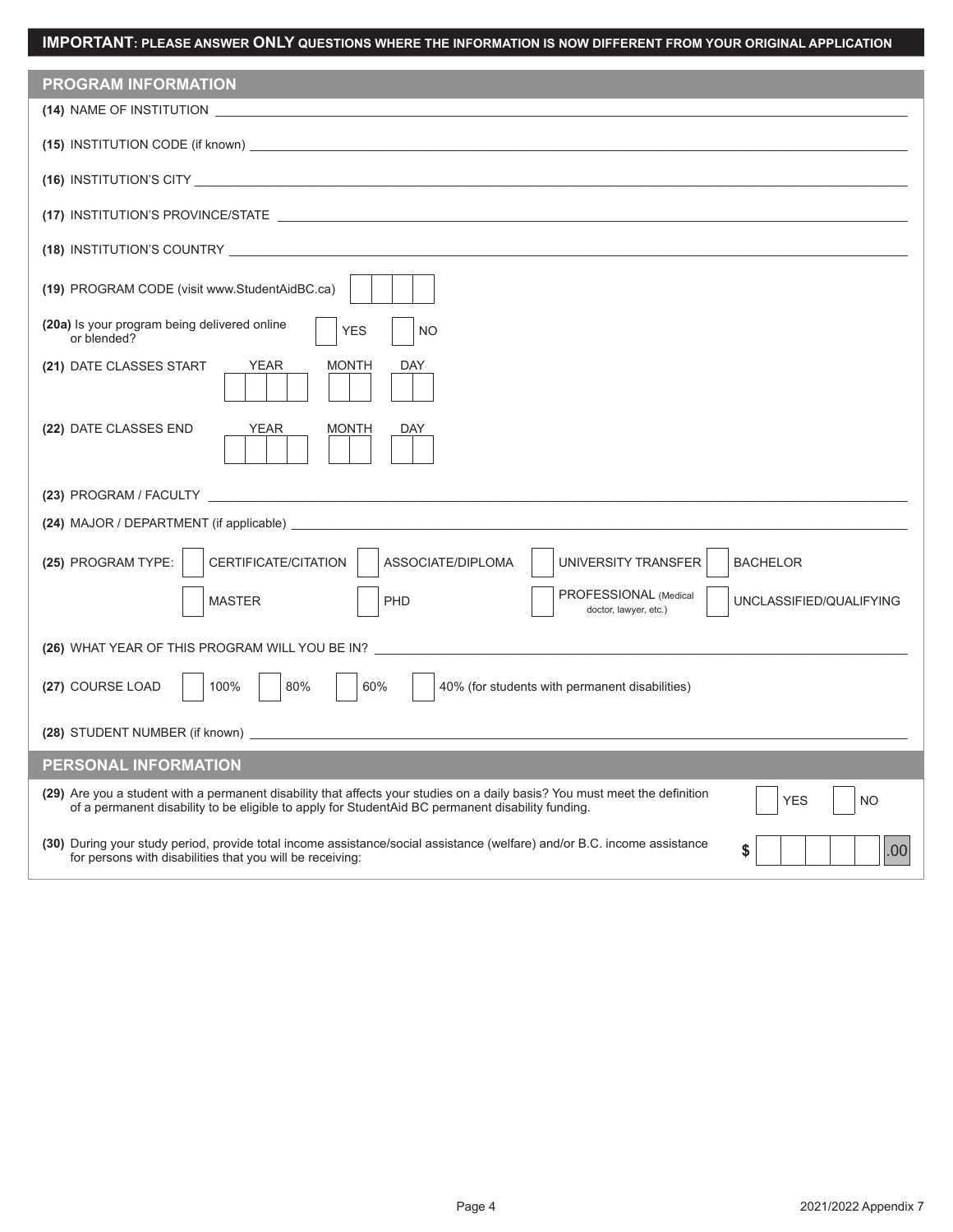**IMPORTANT: PLEASE ANSWER ONLY QUESTIONS WHERE THE INFORMATION IS NOW DIFFERENT FROM YOUR ORIGINAL APPLICATION**

## PROGRAM INFORMATION

**(14)** NAME OF INSTITUTION ______________________

**(15)** INSTITUTION CODE (if known) ______________________

**(16)** INSTITUTION'S CITY ______________________

**(17)** INSTITUTION'S PROVINCE/STATE ______________________

**(18)** INSTITUTION'S COUNTRY ______________________

**(19)** PROGRAM CODE (visit www.StudentAidBC.ca) ☐☐☐☐

**(20a)** Is your program being delivered online or blended? ☐ YES ☐ NO

**(21)** DATE CLASSES START YEAR ☐☐☐☐ MONTH ☐☐ DAY ☐☐

**(22)** DATE CLASSES END YEAR ☐☐☐☐ MONTH ☐☐ DAY ☐☐

**(23)** PROGRAM / FACULTY ______________________

**(24)** MAJOR / DEPARTMENT (if applicable) ______________________

**(25)** PROGRAM TYPE:
- ☐ CERTIFICATE/CITATION
- ☐ ASSOCIATE/DIPLOMA
- ☐ UNIVERSITY TRANSFER
- ☐ BACHELOR
- ☐ MASTER
- ☐ PHD
- ☐ PROFESSIONAL (Medical doctor, lawyer, etc.)
- ☐ UNCLASSIFIED/QUALIFYING

**(26)** WHAT YEAR OF THIS PROGRAM WILL YOU BE IN? ______________________

**(27)** COURSE LOAD ☐ 100% ☐ 80% ☐ 60% ☐ 40% (for students with permanent disabilities)

**(28)** STUDENT NUMBER (if known) ______________________

## PERSONAL INFORMATION

**(29)** Are you a student with a permanent disability that affects your studies on a daily basis? You must meet the definition of a permanent disability to be eligible to apply for StudentAid BC permanent disability funding. ☐ YES ☐ NO

**(30)** During your study period, provide total income assistance/social assistance (welfare) and/or B.C. income assistance for persons with disabilities that you will be receiving: $ ☐☐☐☐☐☐ .00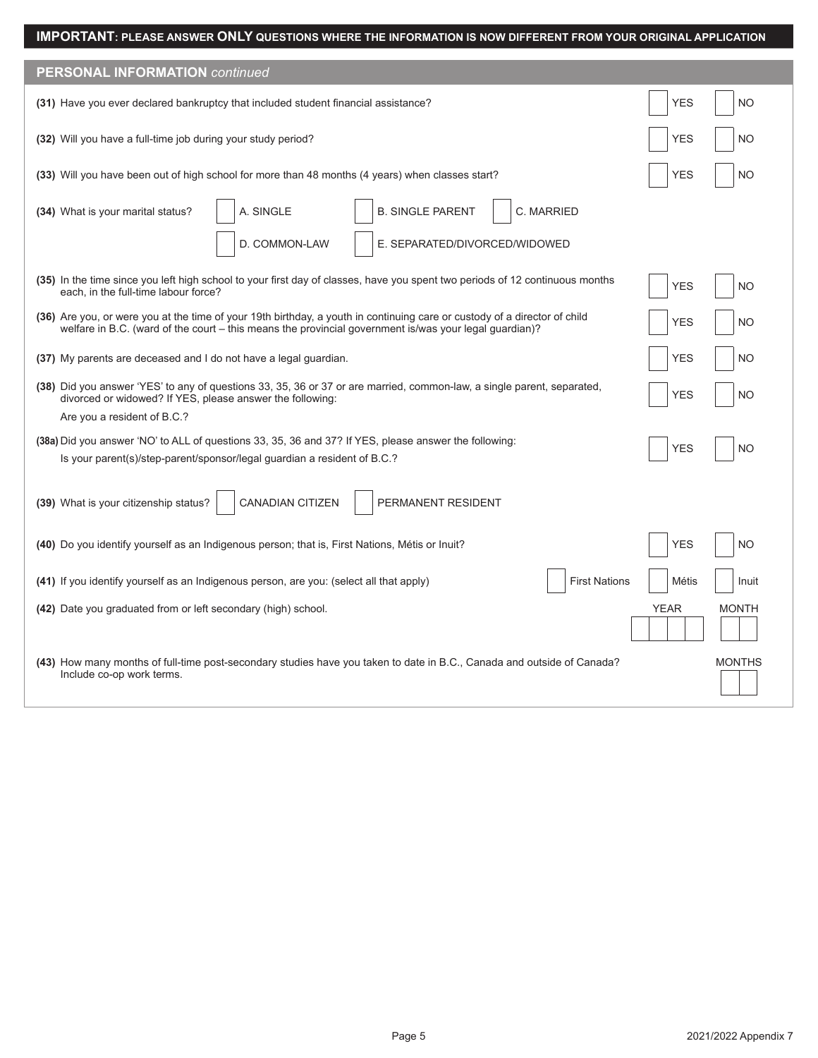**IMPORTANT: PLEASE ANSWER ONLY QUESTIONS WHERE THE INFORMATION IS NOW DIFFERENT FROM YOUR ORIGINAL APPLICATION**

## PERSONAL INFORMATION *continued*

**(31)** Have you ever declared bankruptcy that included student financial assistance? ☐ YES ☐ NO

**(32)** Will you have a full-time job during your study period? ☐ YES ☐ NO

**(33)** Will you have been out of high school for more than 48 months (4 years) when classes start? ☐ YES ☐ NO

**(34)** What is your marital status? ☐ A. SINGLE ☐ B. SINGLE PARENT ☐ C. MARRIED ☐ D. COMMON-LAW ☐ E. SEPARATED/DIVORCED/WIDOWED

**(35)** In the time since you left high school to your first day of classes, have you spent two periods of 12 continuous months each, in the full-time labour force? ☐ YES ☐ NO

**(36)** Are you, or were you at the time of your 19th birthday, a youth in continuing care or custody of a director of child welfare in B.C. (ward of the court – this means the provincial government is/was your legal guardian)? ☐ YES ☐ NO

**(37)** My parents are deceased and I do not have a legal guardian. ☐ YES ☐ NO

**(38)** Did you answer 'YES' to any of questions 33, 35, 36 or 37 or are married, common-law, a single parent, separated, divorced or widowed? If YES, please answer the following:

Are you a resident of B.C.? ☐ YES ☐ NO

**(38a)** Did you answer 'NO' to ALL of questions 33, 35, 36 and 37? If YES, please answer the following:

Is your parent(s)/step-parent/sponsor/legal guardian a resident of B.C.? ☐ YES ☐ NO

**(39)** What is your citizenship status? ☐ CANADIAN CITIZEN ☐ PERMANENT RESIDENT

**(40)** Do you identify yourself as an Indigenous person; that is, First Nations, Métis or Inuit? ☐ YES ☐ NO

**(41)** If you identify yourself as an Indigenous person, are you: (select all that apply) ☐ First Nations ☐ Métis ☐ Inuit

**(42)** Date you graduated from or left secondary (high) school. YEAR ☐☐☐☐ MONTH ☐☐

**(43)** How many months of full-time post-secondary studies have you taken to date in B.C., Canada and outside of Canada? Include co-op work terms. MONTHS ☐☐

2021/2022 Appendix 7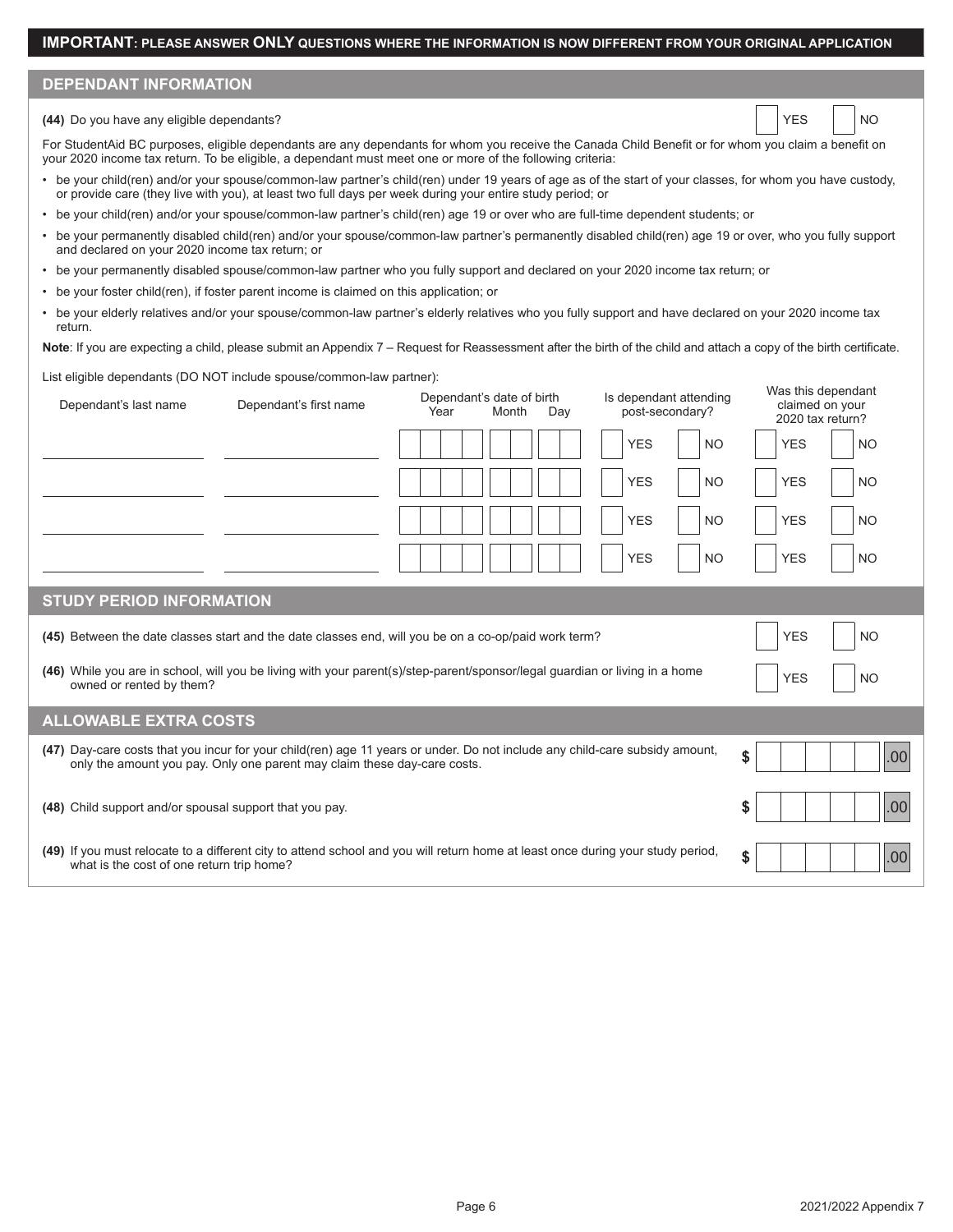**IMPORTANT: PLEASE ANSWER ONLY QUESTIONS WHERE THE INFORMATION IS NOW DIFFERENT FROM YOUR ORIGINAL APPLICATION**

## DEPENDANT INFORMATION

**(44)** Do you have any eligible dependants? ☐ YES ☐ NO

For StudentAid BC purposes, eligible dependants are any dependants for whom you receive the Canada Child Benefit or for whom you claim a benefit on your 2020 income tax return. To be eligible, a dependant must meet one or more of the following criteria:

- be your child(ren) and/or your spouse/common-law partner's child(ren) under 19 years of age as of the start of your classes, for whom you have custody, or provide care (they live with you), at least two full days per week during your entire study period; or
- be your child(ren) and/or your spouse/common-law partner's child(ren) age 19 or over who are full-time dependent students; or
- be your permanently disabled child(ren) and/or your spouse/common-law partner's permanently disabled child(ren) age 19 or over, who you fully support and declared on your 2020 income tax return; or
- be your permanently disabled spouse/common-law partner who you fully support and declared on your 2020 income tax return; or
- be your foster child(ren), if foster parent income is claimed on this application; or
- be your elderly relatives and/or your spouse/common-law partner's elderly relatives who you fully support and have declared on your 2020 income tax return.

**Note**: If you are expecting a child, please submit an Appendix 7 – Request for Reassessment after the birth of the child and attach a copy of the birth certificate.

List eligible dependants (DO NOT include spouse/common-law partner):

| Dependant's last name | Dependant's first name | Dependant's date of birth (Year / Month / Day) | Is dependant attending post-secondary? | Was this dependant claimed on your 2020 tax return? |
|---|---|---|---|---|
| | | | ☐ YES ☐ NO | ☐ YES ☐ NO |
| | | | ☐ YES ☐ NO | ☐ YES ☐ NO |
| | | | ☐ YES ☐ NO | ☐ YES ☐ NO |
| | | | ☐ YES ☐ NO | ☐ YES ☐ NO |

## STUDY PERIOD INFORMATION

**(45)** Between the date classes start and the date classes end, will you be on a co-op/paid work term? ☐ YES ☐ NO

**(46)** While you are in school, will you be living with your parent(s)/step-parent/sponsor/legal guardian or living in a home owned or rented by them? ☐ YES ☐ NO

## ALLOWABLE EXTRA COSTS

**(47)** Day-care costs that you incur for your child(ren) age 11 years or under. Do not include any child-care subsidy amount, only the amount you pay. Only one parent may claim these day-care costs. $ ______.00

**(48)** Child support and/or spousal support that you pay. $ ______.00

**(49)** If you must relocate to a different city to attend school and you will return home at least once during your study period, what is the cost of one return trip home? $ ______.00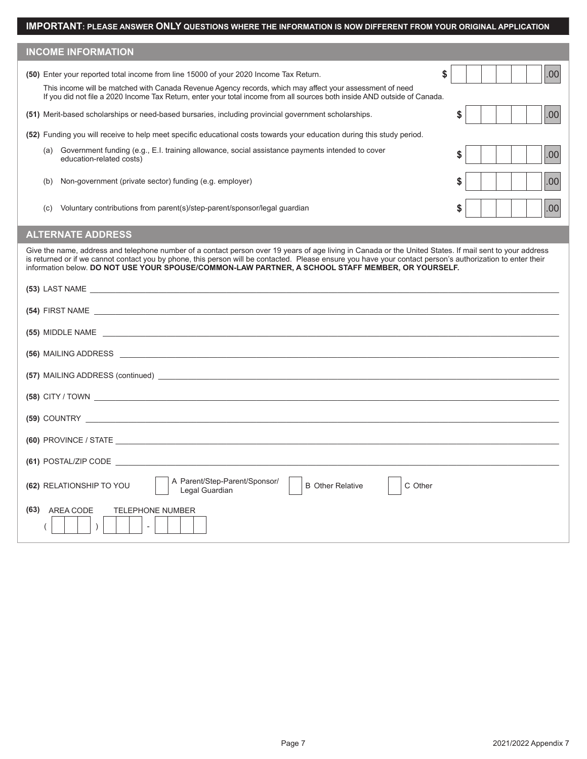**IMPORTANT: PLEASE ANSWER ONLY QUESTIONS WHERE THE INFORMATION IS NOW DIFFERENT FROM YOUR ORIGINAL APPLICATION**

## INCOME INFORMATION

**(50)** Enter your reported total income from line 15000 of your 2020 Income Tax Return. $ ______ .00

This income will be matched with Canada Revenue Agency records, which may affect your assessment of need
If you did not file a 2020 Income Tax Return, enter your total income from all sources both inside AND outside of Canada.

**(51)** Merit-based scholarships or need-based bursaries, including provincial government scholarships. $ ______ .00

**(52)** Funding you will receive to help meet specific educational costs towards your education during this study period.

(a) Government funding (e.g., E.I. training allowance, social assistance payments intended to cover education-related costs) $ ______ .00

(b) Non-government (private sector) funding (e.g. employer) $ ______ .00

(c) Voluntary contributions from parent(s)/step-parent/sponsor/legal guardian $ ______ .00

## ALTERNATE ADDRESS

Give the name, address and telephone number of a contact person over 19 years of age living in Canada or the United States. If mail sent to your address is returned or if we cannot contact you by phone, this person will be contacted. Please ensure you have your contact person's authorization to enter their information below. **DO NOT USE YOUR SPOUSE/COMMON-LAW PARTNER, A SCHOOL STAFF MEMBER, OR YOURSELF.**

**(53)** LAST NAME ______________________

**(54)** FIRST NAME ______________________

**(55)** MIDDLE NAME ______________________

**(56)** MAILING ADDRESS ______________________

**(57)** MAILING ADDRESS (continued) ______________________

**(58)** CITY / TOWN ______________________

**(59)** COUNTRY ______________________

**(60)** PROVINCE / STATE ______________________

**(61)** POSTAL/ZIP CODE ______________________

**(62)** RELATIONSHIP TO YOU ☐ A Parent/Step-Parent/Sponsor/ Legal Guardian ☐ B Other Relative ☐ C Other

**(63)** AREA CODE TELEPHONE NUMBER
( _ _ _ ) _ _ _ - _ _ _ _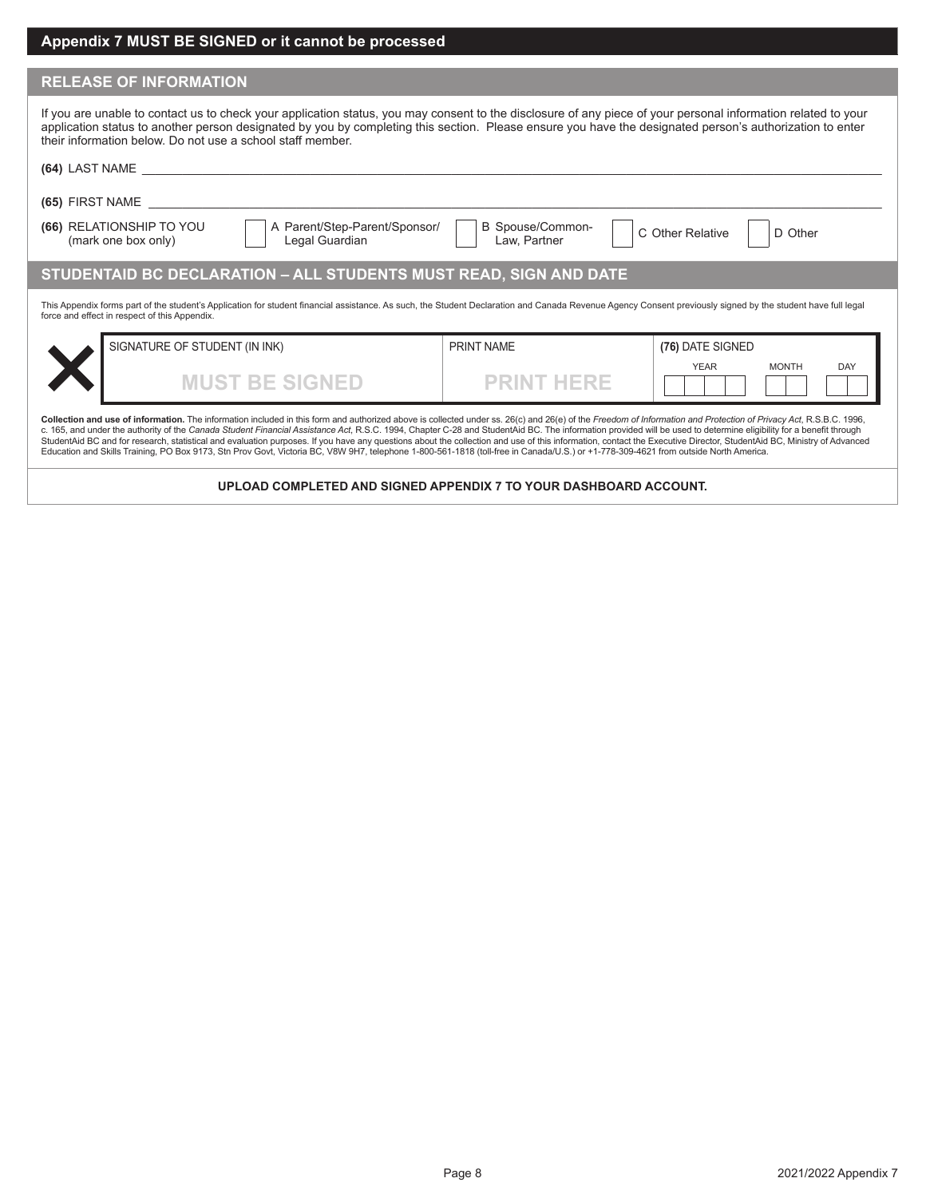## Appendix 7 MUST BE SIGNED or it cannot be processed

## RELEASE OF INFORMATION

If you are unable to contact us to check your application status, you may consent to the disclosure of any piece of your personal information related to your application status to another person designated by you by completing this section. Please ensure you have the designated person's authorization to enter their information below. Do not use a school staff member.

**(64)** LAST NAME ______________________________

**(65)** FIRST NAME ______________________________

**(66)** RELATIONSHIP TO YOU (mark one box only)

- ☐ A Parent/Step-Parent/Sponsor/ Legal Guardian
- ☐ B Spouse/Common-Law, Partner
- ☐ C Other Relative
- ☐ D Other

## STUDENTAID BC DECLARATION – ALL STUDENTS MUST READ, SIGN AND DATE

This Appendix forms part of the student's Application for student financial assistance. As such, the Student Declaration and Canada Revenue Agency Consent previously signed by the student have full legal force and effect in respect of this Appendix.

| SIGNATURE OF STUDENT (IN INK) | PRINT NAME | **(76)** DATE SIGNED |
|---|---|---|
| MUST BE SIGNED | PRINT HERE | YEAR MONTH DAY |

**Collection and use of information.** The information included in this form and authorized above is collected under ss. 26(c) and 26(e) of the *Freedom of Information and Protection of Privacy Act*, R.S.B.C. 1996, c. 165, and under the authority of the *Canada Student Financial Assistance Act*, R.S.C. 1994, Chapter C-28 and StudentAid BC. The information provided will be used to determine eligibility for a benefit through StudentAid BC and for research, statistical and evaluation purposes. If you have any questions about the collection and use of this information, contact the Executive Director, StudentAid BC, Ministry of Advanced Education and Skills Training, PO Box 9173, Stn Prov Govt, Victoria BC, V8W 9H7, telephone 1-800-561-1818 (toll-free in Canada/U.S.) or +1-778-309-4621 from outside North America.

**UPLOAD COMPLETED AND SIGNED APPENDIX 7 TO YOUR DASHBOARD ACCOUNT.**